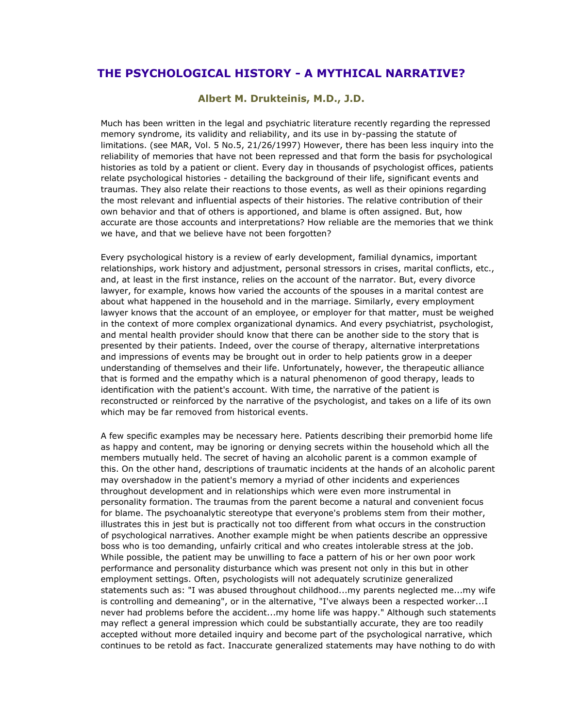# THE PSYCHOLOGICAL HISTORY - A MYTHICAL NARRATIVE?

### Albert M. Drukteinis, M.D., J.D.

Much has been written in the legal and psychiatric literature recently regarding the repressed memory syndrome, its validity and reliability, and its use in by-passing the statute of limitations. (see MAR, Vol. 5 No.5, 21/26/1997) However, there has been less inquiry into the reliability of memories that have not been repressed and that form the basis for psychological histories as told by a patient or client. Every day in thousands of psychologist offices, patients relate psychological histories - detailing the background of their life, significant events and traumas. They also relate their reactions to those events, as well as their opinions regarding the most relevant and influential aspects of their histories. The relative contribution of their own behavior and that of others is apportioned, and blame is often assigned. But, how accurate are those accounts and interpretations? How reliable are the memories that we think we have, and that we believe have not been forgotten?

Every psychological history is a review of early development, familial dynamics, important relationships, work history and adjustment, personal stressors in crises, marital conflicts, etc., and, at least in the first instance, relies on the account of the narrator. But, every divorce lawyer, for example, knows how varied the accounts of the spouses in a marital contest are about what happened in the household and in the marriage. Similarly, every employment lawyer knows that the account of an employee, or employer for that matter, must be weighed in the context of more complex organizational dynamics. And every psychiatrist, psychologist, and mental health provider should know that there can be another side to the story that is presented by their patients. Indeed, over the course of therapy, alternative interpretations and impressions of events may be brought out in order to help patients grow in a deeper understanding of themselves and their life. Unfortunately, however, the therapeutic alliance that is formed and the empathy which is a natural phenomenon of good therapy, leads to identification with the patient's account. With time, the narrative of the patient is reconstructed or reinforced by the narrative of the psychologist, and takes on a life of its own which may be far removed from historical events.

A few specific examples may be necessary here. Patients describing their premorbid home life as happy and content, may be ignoring or denying secrets within the household which all the members mutually held. The secret of having an alcoholic parent is a common example of this. On the other hand, descriptions of traumatic incidents at the hands of an alcoholic parent may overshadow in the patient's memory a myriad of other incidents and experiences throughout development and in relationships which were even more instrumental in personality formation. The traumas from the parent become a natural and convenient focus for blame. The psychoanalytic stereotype that everyone's problems stem from their mother, illustrates this in jest but is practically not too different from what occurs in the construction of psychological narratives. Another example might be when patients describe an oppressive boss who is too demanding, unfairly critical and who creates intolerable stress at the job. While possible, the patient may be unwilling to face a pattern of his or her own poor work performance and personality disturbance which was present not only in this but in other employment settings. Often, psychologists will not adequately scrutinize generalized statements such as: "I was abused throughout childhood...my parents neglected me...my wife is controlling and demeaning", or in the alternative, "I've always been a respected worker...I never had problems before the accident...my home life was happy." Although such statements may reflect a general impression which could be substantially accurate, they are too readily accepted without more detailed inquiry and become part of the psychological narrative, which continues to be retold as fact. Inaccurate generalized statements may have nothing to do with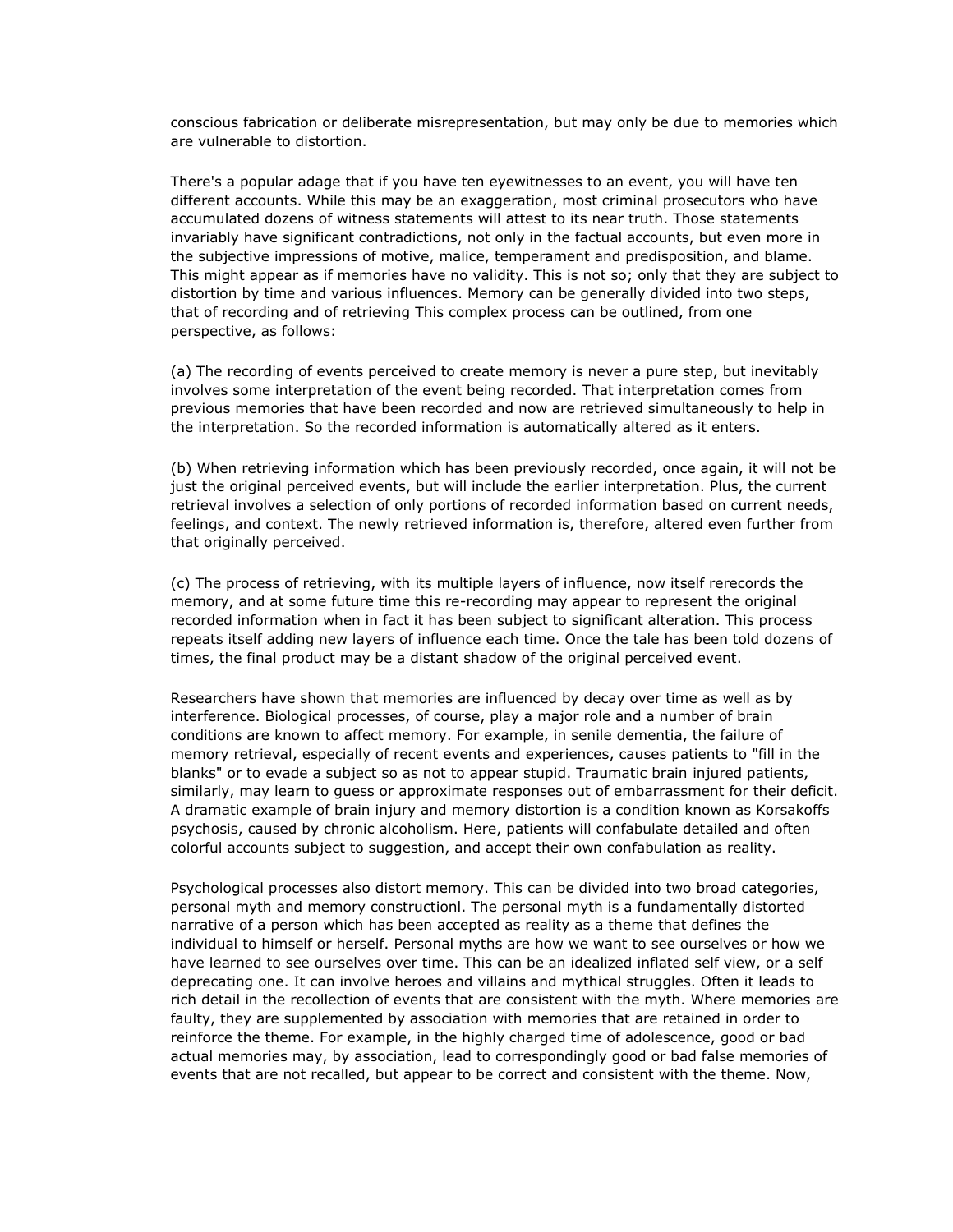conscious fabrication or deliberate misrepresentation, but may only be due to memories which are vulnerable to distortion.

There's a popular adage that if you have ten eyewitnesses to an event, you will have ten different accounts. While this may be an exaggeration, most criminal prosecutors who have accumulated dozens of witness statements will attest to its near truth. Those statements invariably have significant contradictions, not only in the factual accounts, but even more in the subjective impressions of motive, malice, temperament and predisposition, and blame. This might appear as if memories have no validity. This is not so; only that they are subject to distortion by time and various influences. Memory can be generally divided into two steps, that of recording and of retrieving This complex process can be outlined, from one perspective, as follows:

(a) The recording of events perceived to create memory is never a pure step, but inevitably involves some interpretation of the event being recorded. That interpretation comes from previous memories that have been recorded and now are retrieved simultaneously to help in the interpretation. So the recorded information is automatically altered as it enters.

(b) When retrieving information which has been previously recorded, once again, it will not be just the original perceived events, but will include the earlier interpretation. Plus, the current retrieval involves a selection of only portions of recorded information based on current needs, feelings, and context. The newly retrieved information is, therefore, altered even further from that originally perceived.

(c) The process of retrieving, with its multiple layers of influence, now itself rerecords the memory, and at some future time this re-recording may appear to represent the original recorded information when in fact it has been subject to significant alteration. This process repeats itself adding new layers of influence each time. Once the tale has been told dozens of times, the final product may be a distant shadow of the original perceived event.

Researchers have shown that memories are influenced by decay over time as well as by interference. Biological processes, of course, play a major role and a number of brain conditions are known to affect memory. For example, in senile dementia, the failure of memory retrieval, especially of recent events and experiences, causes patients to "fill in the blanks" or to evade a subject so as not to appear stupid. Traumatic brain injured patients, similarly, may learn to guess or approximate responses out of embarrassment for their deficit. A dramatic example of brain injury and memory distortion is a condition known as Korsakoffs psychosis, caused by chronic alcoholism. Here, patients will confabulate detailed and often colorful accounts subject to suggestion, and accept their own confabulation as reality.

Psychological processes also distort memory. This can be divided into two broad categories, personal myth and memory constructionl. The personal myth is a fundamentally distorted narrative of a person which has been accepted as reality as a theme that defines the individual to himself or herself. Personal myths are how we want to see ourselves or how we have learned to see ourselves over time. This can be an idealized inflated self view, or a self deprecating one. It can involve heroes and villains and mythical struggles. Often it leads to rich detail in the recollection of events that are consistent with the myth. Where memories are faulty, they are supplemented by association with memories that are retained in order to reinforce the theme. For example, in the highly charged time of adolescence, good or bad actual memories may, by association, lead to correspondingly good or bad false memories of events that are not recalled, but appear to be correct and consistent with the theme. Now,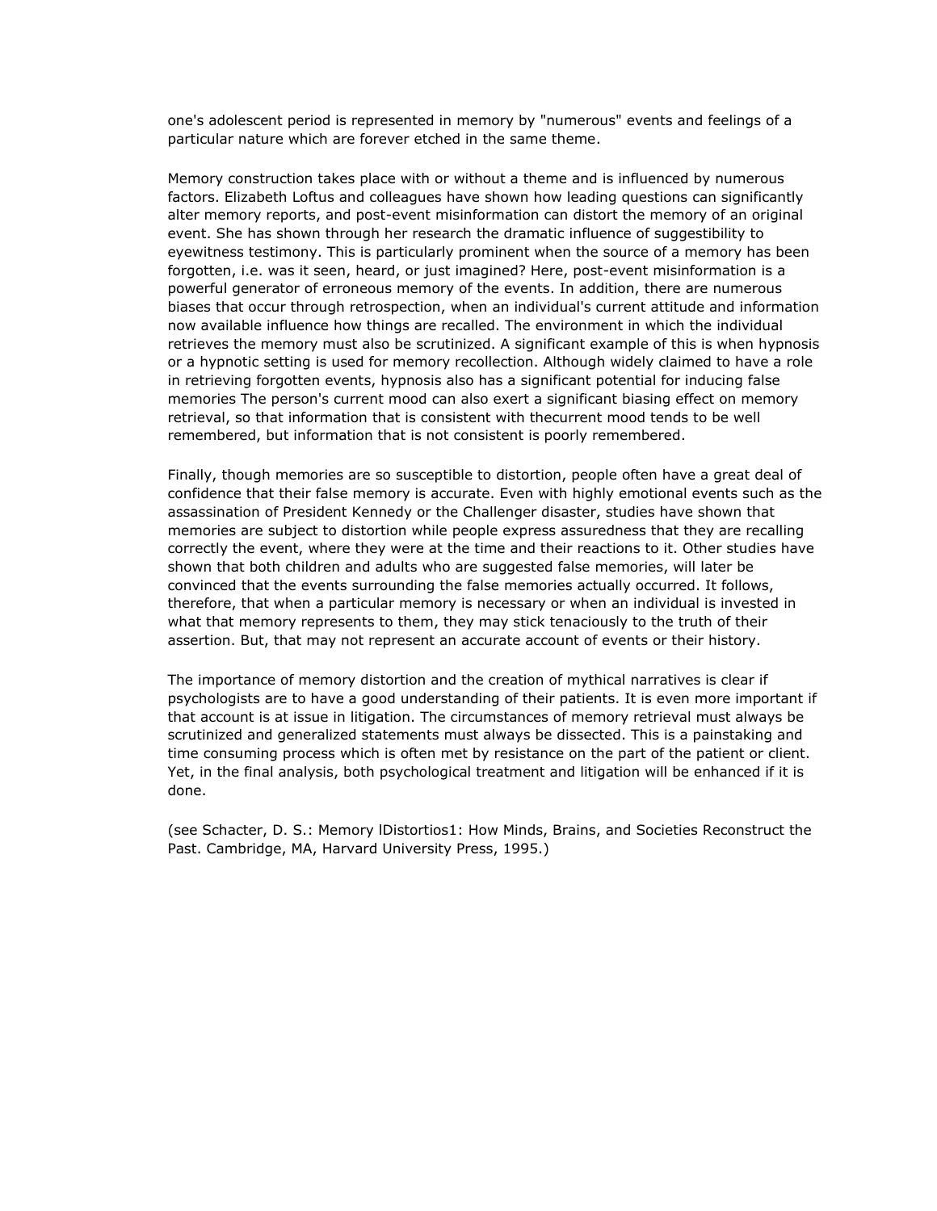one's adolescent period is represented in memory by "numerous" events and feelings of a particular nature which are forever etched in the same theme.

Memory construction takes place with or without a theme and is influenced by numerous factors. Elizabeth Loftus and colleagues have shown how leading questions can significantly alter memory reports, and post-event misinformation can distort the memory of an original event. She has shown through her research the dramatic influence of suggestibility to eyewitness testimony. This is particularly prominent when the source of a memory has been forgotten, i.e. was it seen, heard, or just imagined? Here, post-event misinformation is a powerful generator of erroneous memory of the events. In addition, there are numerous biases that occur through retrospection, when an individual's current attitude and information now available influence how things are recalled. The environment in which the individual retrieves the memory must also be scrutinized. A significant example of this is when hypnosis or a hypnotic setting is used for memory recollection. Although widely claimed to have a role in retrieving forgotten events, hypnosis also has a significant potential for inducing false memories The person's current mood can also exert a significant biasing effect on memory retrieval, so that information that is consistent with thecurrent mood tends to be well remembered, but information that is not consistent is poorly remembered.

Finally, though memories are so susceptible to distortion, people often have a great deal of confidence that their false memory is accurate. Even with highly emotional events such as the assassination of President Kennedy or the Challenger disaster, studies have shown that memories are subject to distortion while people express assuredness that they are recalling correctly the event, where they were at the time and their reactions to it. Other studies have shown that both children and adults who are suggested false memories, will later be convinced that the events surrounding the false memories actually occurred. It follows, therefore, that when a particular memory is necessary or when an individual is invested in what that memory represents to them, they may stick tenaciously to the truth of their assertion. But, that may not represent an accurate account of events or their history.

The importance of memory distortion and the creation of mythical narratives is clear if psychologists are to have a good understanding of their patients. It is even more important if that account is at issue in litigation. The circumstances of memory retrieval must always be scrutinized and generalized statements must always be dissected. This is a painstaking and time consuming process which is often met by resistance on the part of the patient or client. Yet, in the final analysis, both psychological treatment and litigation will be enhanced if it is done.

(see Schacter, D. S.: Memory lDistortios1: How Minds, Brains, and Societies Reconstruct the Past. Cambridge, MA, Harvard University Press, 1995.)